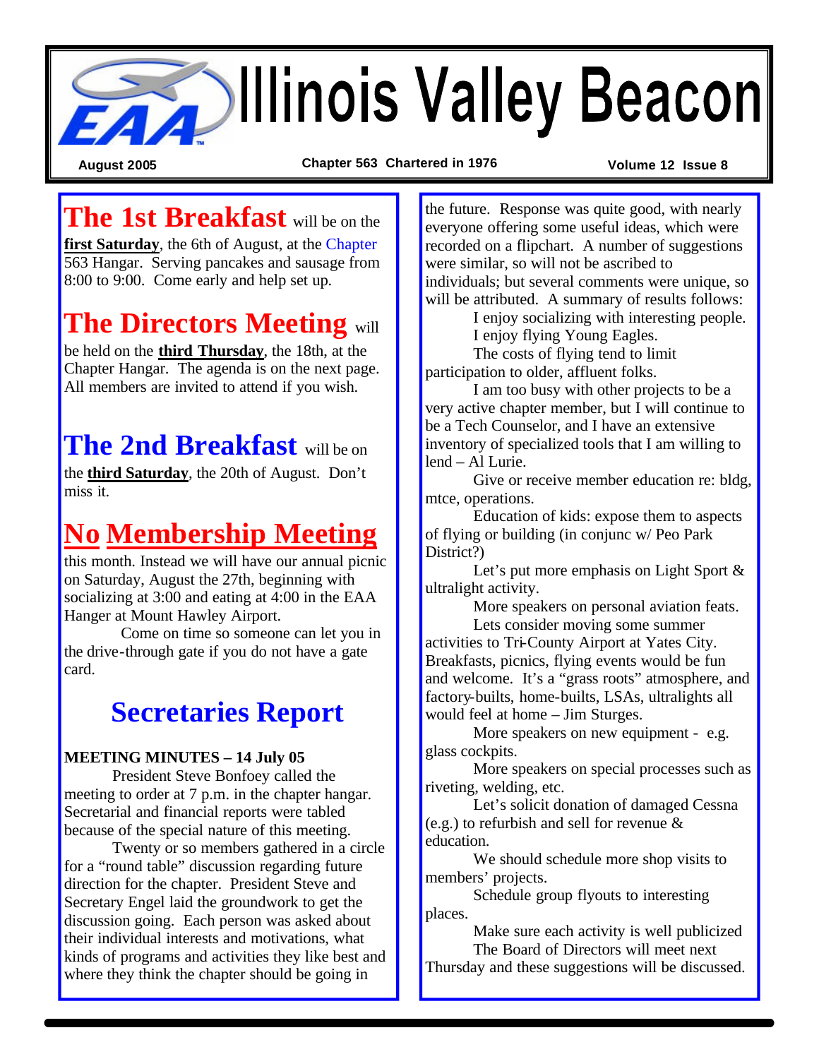# Illinois Valley Beacon

August 2005 | Chapter 563 Chartered in 1976 | Volume 12 Issue 8

**The 1st Breakfast** will be on the **first Saturday**, the 6th of August, at the Chapter 563 Hangar. Serving pancakes and sausage from 8:00 to 9:00. Come early and help set up.

**The Directors Meeting** will be held on the **third Thursday**, the 18th, at the Chapter Hangar. The agenda is on the next page. All members are invited to attend if you wish.

**The 2nd Breakfast** will be on the **third Saturday**, the 20th of August. Don't miss it.

## No Membership Meeting

this month. Instead we will have our annual picnic on Saturday, August the 27th, beginning with socializing at 3:00 and eating at 4:00 in the EAA Hanger at Mount Hawley Airport.

Come on time so someone can let you in the drive-through gate if you do not have a gate card.

## Secretaries Report

**MEETING MINUTES – 14 July 05**

President Steve Bonfoey called the meeting to order at 7 p.m. in the chapter hangar. Secretarial and financial reports were tabled because of the special nature of this meeting.

Twenty or so members gathered in a circle for a "round table" discussion regarding future direction for the chapter. President Steve and Secretary Engel laid the groundwork to get the discussion going. Each person was asked about their individual interests and motivations, what kinds of programs and activities they like best and where they think the chapter should be going in the future. Response was quite good, with nearly everyone offering some useful ideas, which were recorded on a flipchart. A number of suggestions were similar, so will not be ascribed to individuals; but several comments were unique, so will be attributed. A summary of results follows:

I enjoy socializing with interesting people.

I enjoy flying Young Eagles.

The costs of flying tend to limit participation to older, affluent folks.

I am too busy with other projects to be a very active chapter member, but I will continue to be a Tech Counselor, and I have an extensive inventory of specialized tools that I am willing to lend – Al Lurie.

Give or receive member education re: bldg, mtce, operations.

Education of kids: expose them to aspects of flying or building (in conjunc w/ Peo Park District?)

Let's put more emphasis on Light Sport & ultralight activity.

More speakers on personal aviation feats.

Lets consider moving some summer activities to Tri-County Airport at Yates City. Breakfasts, picnics, flying events would be fun and welcome. It's a "grass roots" atmosphere, and factory-builts, home-builts, LSAs, ultralights all would feel at home – Jim Sturges.

More speakers on new equipment - e.g. glass cockpits.

More speakers on special processes such as riveting, welding, etc.

Let's solicit donation of damaged Cessna (e.g.) to refurbish and sell for revenue & education.

We should schedule more shop visits to members' projects.

Schedule group flyouts to interesting places.

Make sure each activity is well publicized

The Board of Directors will meet next Thursday and these suggestions will be discussed.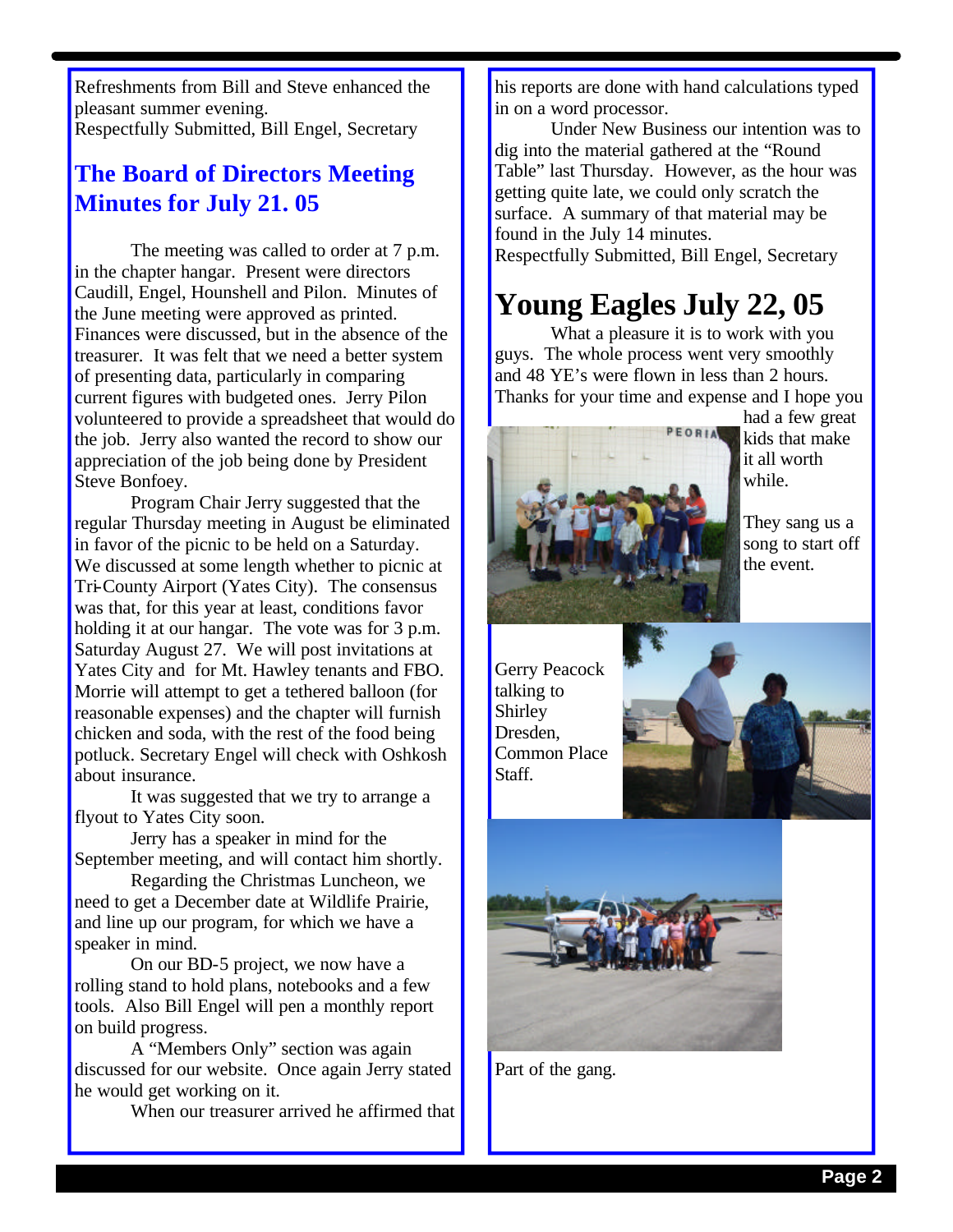Refreshments from Bill and Steve enhanced the pleasant summer evening.
Respectfully Submitted, Bill Engel, Secretary

## The Board of Directors Meeting Minutes for July 21. 05

The meeting was called to order at 7 p.m. in the chapter hangar. Present were directors Caudill, Engel, Hounshell and Pilon. Minutes of the June meeting were approved as printed. Finances were discussed, but in the absence of the treasurer. It was felt that we need a better system of presenting data, particularly in comparing current figures with budgeted ones. Jerry Pilon volunteered to provide a spreadsheet that would do the job. Jerry also wanted the record to show our appreciation of the job being done by President Steve Bonfoey.

Program Chair Jerry suggested that the regular Thursday meeting in August be eliminated in favor of the picnic to be held on a Saturday. We discussed at some length whether to picnic at Tri-County Airport (Yates City). The consensus was that, for this year at least, conditions favor holding it at our hangar. The vote was for 3 p.m. Saturday August 27. We will post invitations at Yates City and for Mt. Hawley tenants and FBO. Morrie will attempt to get a tethered balloon (for reasonable expenses) and the chapter will furnish chicken and soda, with the rest of the food being potluck. Secretary Engel will check with Oshkosh about insurance.

It was suggested that we try to arrange a flyout to Yates City soon.

Jerry has a speaker in mind for the September meeting, and will contact him shortly.

Regarding the Christmas Luncheon, we need to get a December date at Wildlife Prairie, and line up our program, for which we have a speaker in mind.

On our BD-5 project, we now have a rolling stand to hold plans, notebooks and a few tools. Also Bill Engel will pen a monthly report on build progress.

A "Members Only" section was again discussed for our website. Once again Jerry stated he would get working on it.

When our treasurer arrived he affirmed that his reports are done with hand calculations typed in on a word processor.

Under New Business our intention was to dig into the material gathered at the "Round Table" last Thursday. However, as the hour was getting quite late, we could only scratch the surface. A summary of that material may be found in the July 14 minutes.
Respectfully Submitted, Bill Engel, Secretary

# Young Eagles July 22, 05

What a pleasure it is to work with you guys. The whole process went very smoothly and 48 YE's were flown in less than 2 hours. Thanks for your time and expense and I hope you had a few great kids that make it all worth while.

They sang us a song to start off the event.

Gerry Peacock talking to Shirley Dresden, Common Place Staff.

Part of the gang.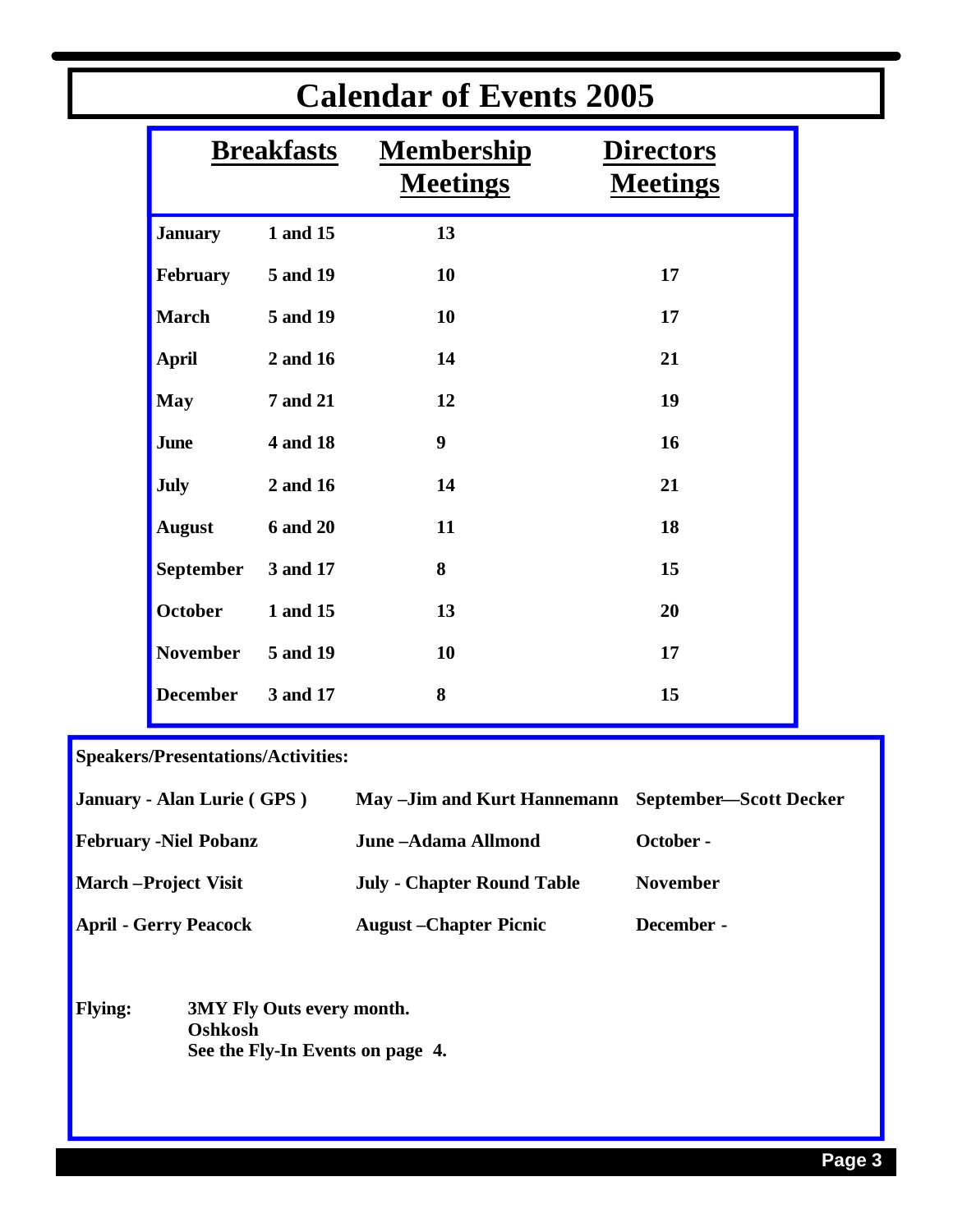# Calendar of Events 2005

| | Breakfasts | Membership Meetings | Directors Meetings |
|---|---|---|---|
| **January** | **1 and 15** | **13** | |
| **February** | **5 and 19** | **10** | **17** |
| **March** | **5 and 19** | **10** | **17** |
| **April** | **2 and 16** | **14** | **21** |
| **May** | **7 and 21** | **12** | **19** |
| **June** | **4 and 18** | **9** | **16** |
| **July** | **2 and 16** | **14** | **21** |
| **August** | **6 and 20** | **11** | **18** |
| **September** | **3 and 17** | **8** | **15** |
| **October** | **1 and 15** | **13** | **20** |
| **November** | **5 and 19** | **10** | **17** |
| **December** | **3 and 17** | **8** | **15** |

**Speakers/Presentations/Activities:**

**January - Alan Lurie ( GPS )**

**February -Niel Pobanz**

**March –Project Visit**

**April - Gerry Peacock**

**May –Jim and Kurt Hannemann**

**June –Adama Allmond**

**July - Chapter Round Table**

**August –Chapter Picnic**

**September—Scott Decker**

**October -**

**November**

**December -**

**Flying:** **3MY Fly Outs every month.**
**Oshkosh**
**See the Fly-In Events on page 4.**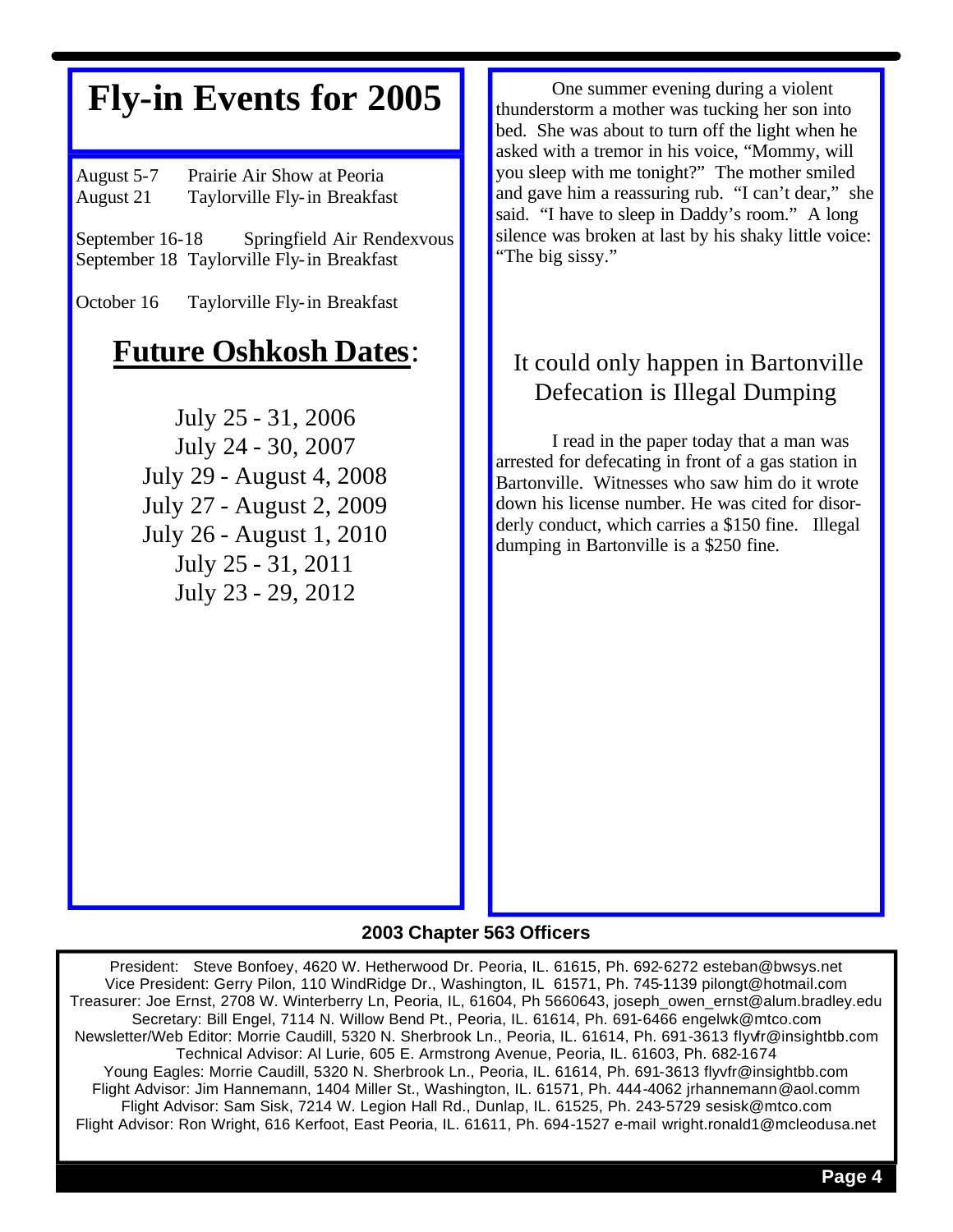# Fly-in Events for 2005

August 5-7 Prairie Air Show at Peoria
August 21 Taylorville Fly-in Breakfast

September 16-18 Springfield Air Rendexvous
September 18 Taylorville Fly-in Breakfast

October 16 Taylorville Fly-in Breakfast

## **Future Oshkosh Dates**:

July 25 - 31, 2006
July 24 - 30, 2007
July 29 - August 4, 2008
July 27 - August 2, 2009
July 26 - August 1, 2010
July 25 - 31, 2011
July 23 - 29, 2012

One summer evening during a violent thunderstorm a mother was tucking her son into bed. She was about to turn off the light when he asked with a tremor in his voice, "Mommy, will you sleep with me tonight?" The mother smiled and gave him a reassuring rub. "I can't dear," she said. "I have to sleep in Daddy's room." A long silence was broken at last by his shaky little voice: "The big sissy."

## It could only happen in Bartonville Defecation is Illegal Dumping

I read in the paper today that a man was arrested for defecating in front of a gas station in Bartonville. Witnesses who saw him do it wrote down his license number. He was cited for disorderly conduct, which carries a $150 fine. Illegal dumping in Bartonville is a $250 fine.

**2003 Chapter 563 Officers**

President: Steve Bonfoey, 4620 W. Hetherwood Dr. Peoria, IL. 61615, Ph. 692-6272 esteban@bwsys.net
Vice President: Gerry Pilon, 110 WindRidge Dr., Washington, IL 61571, Ph. 745-1139 pilongt@hotmail.com
Treasurer: Joe Ernst, 2708 W. Winterberry Ln, Peoria, IL, 61604, Ph 5660643, joseph_owen_ernst@alum.bradley.edu
Secretary: Bill Engel, 7114 N. Willow Bend Pt., Peoria, IL. 61614, Ph. 691-6466 engelwk@mtco.com
Newsletter/Web Editor: Morrie Caudill, 5320 N. Sherbrook Ln., Peoria, IL. 61614, Ph. 691-3613 flyvfr@insightbb.com
Technical Advisor: Al Lurie, 605 E. Armstrong Avenue, Peoria, IL. 61603, Ph. 682-1674
Young Eagles: Morrie Caudill, 5320 N. Sherbrook Ln., Peoria, IL. 61614, Ph. 691-3613 flyvfr@insightbb.com
Flight Advisor: Jim Hannemann, 1404 Miller St., Washington, IL. 61571, Ph. 444-4062 jrhannemann@aol.comm
Flight Advisor: Sam Sisk, 7214 W. Legion Hall Rd., Dunlap, IL. 61525, Ph. 243-5729 sesisk@mtco.com
Flight Advisor: Ron Wright, 616 Kerfoot, East Peoria, IL. 61611, Ph. 694-1527 e-mail wright.ronald1@mcleodusa.net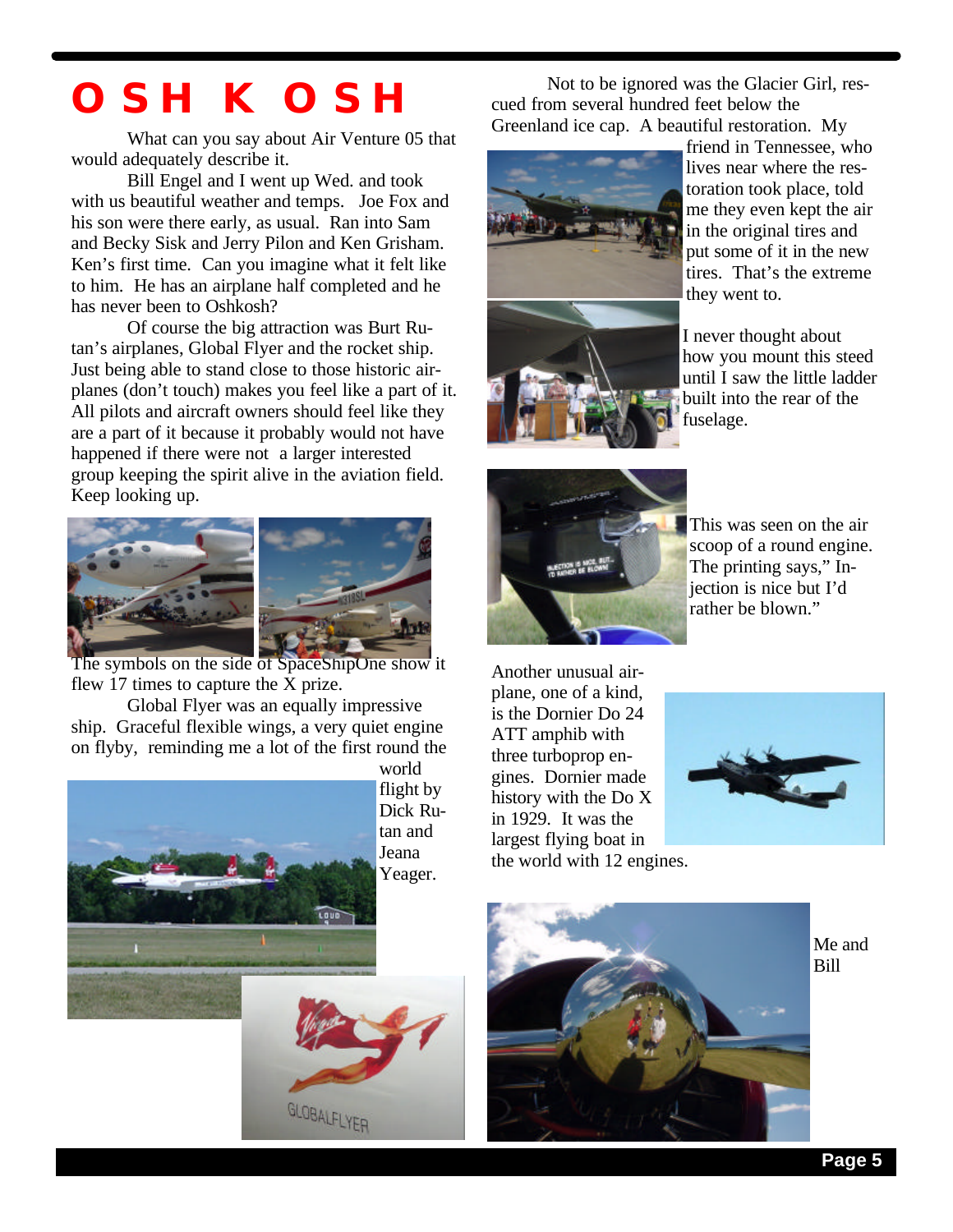# OSH KOSH

What can you say about Air Venture 05 that would adequately describe it.

Bill Engel and I went up Wed. and took with us beautiful weather and temps. Joe Fox and his son were there early, as usual. Ran into Sam and Becky Sisk and Jerry Pilon and Ken Grisham. Ken's first time. Can you imagine what it felt like to him. He has an airplane half completed and he has never been to Oshkosh?

Of course the big attraction was Burt Rutan's airplanes, Global Flyer and the rocket ship. Just being able to stand close to those historic airplanes (don't touch) makes you feel like a part of it. All pilots and aircraft owners should feel like they are a part of it because it probably would not have happened if there were not a larger interested group keeping the spirit alive in the aviation field. Keep looking up.

The symbols on the side of SpaceShipOne show it flew 17 times to capture the X prize.

Global Flyer was an equally impressive ship. Graceful flexible wings, a very quiet engine on flyby, reminding me a lot of the first round the world flight by Dick Rutan and Jeana Yeager.

Not to be ignored was the Glacier Girl, rescued from several hundred feet below the Greenland ice cap. A beautiful restoration. My friend in Tennessee, who lives near where the restoration took place, told me they even kept the air in the original tires and put some of it in the new tires. That's the extreme they went to.

I never thought about how you mount this steed until I saw the little ladder built into the rear of the fuselage.

This was seen on the air scoop of a round engine. The printing says," Injection is nice but I'd rather be blown."

Another unusual airplane, one of a kind, is the Dornier Do 24 ATT amphib with three turboprop engines. Dornier made history with the Do X in 1929. It was the largest flying boat in the world with 12 engines.

Me and Bill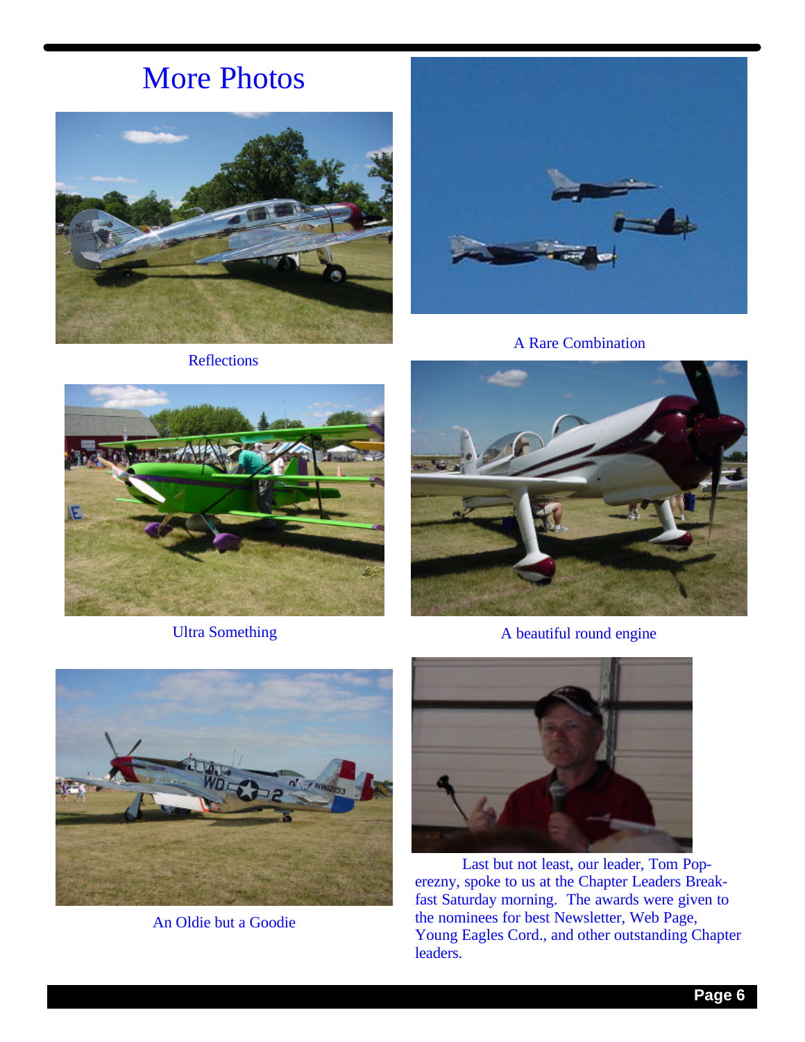# More Photos

Reflections

A Rare Combination

Ultra Something

A beautiful round engine

An Oldie but a Goodie

Last but not least, our leader, Tom Poperezny, spoke to us at the Chapter Leaders Breakfast Saturday morning. The awards were given to the nominees for best Newsletter, Web Page, Young Eagles Cord., and other outstanding Chapter leaders.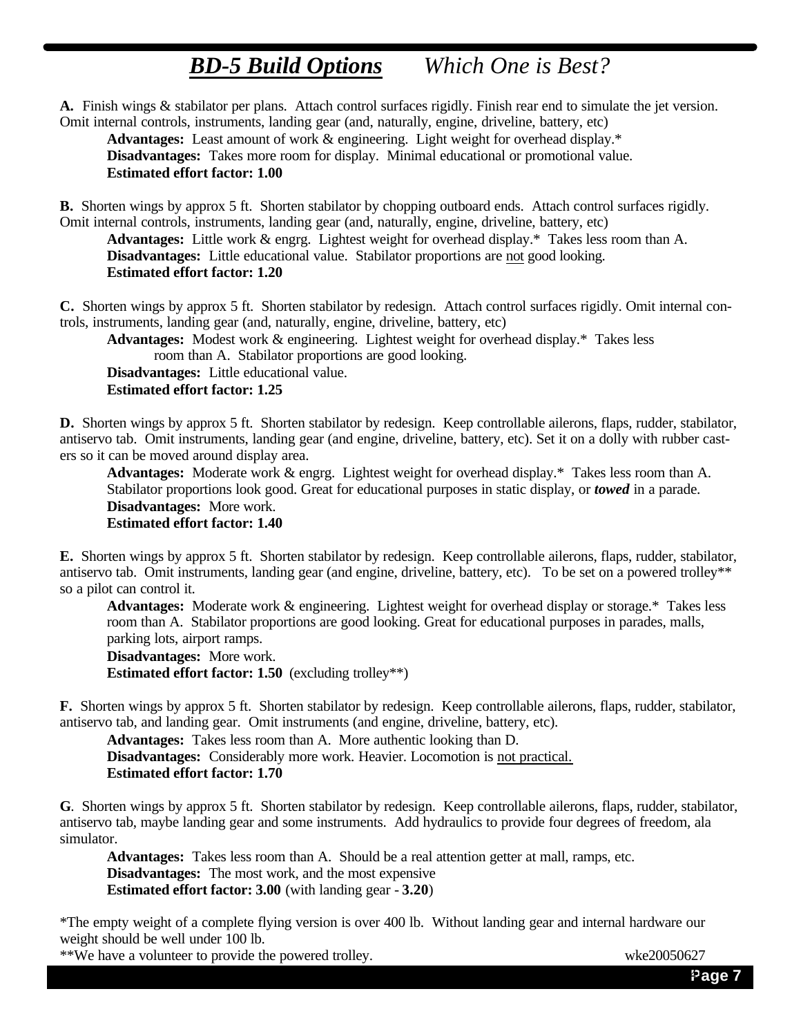# ***BD-5 Build Options*** *Which One is Best?*

**A.** Finish wings & stabilator per plans. Attach control surfaces rigidly. Finish rear end to simulate the jet version. Omit internal controls, instruments, landing gear (and, naturally, engine, driveline, battery, etc)

**Advantages:** Least amount of work & engineering. Light weight for overhead display.*
**Disadvantages:** Takes more room for display. Minimal educational or promotional value.
**Estimated effort factor: 1.00**

**B.** Shorten wings by approx 5 ft. Shorten stabilator by chopping outboard ends. Attach control surfaces rigidly. Omit internal controls, instruments, landing gear (and, naturally, engine, driveline, battery, etc)

**Advantages:** Little work & engrg. Lightest weight for overhead display.* Takes less room than A.
**Disadvantages:** Little educational value. Stabilator proportions are <u>not</u> good looking.
**Estimated effort factor: 1.20**

**C.** Shorten wings by approx 5 ft. Shorten stabilator by redesign. Attach control surfaces rigidly. Omit internal controls, instruments, landing gear (and, naturally, engine, driveline, battery, etc)

**Advantages:** Modest work & engineering. Lightest weight for overhead display.* Takes less room than A. Stabilator proportions are good looking.
**Disadvantages:** Little educational value.
**Estimated effort factor: 1.25**

**D.** Shorten wings by approx 5 ft. Shorten stabilator by redesign. Keep controllable ailerons, flaps, rudder, stabilator, antiservo tab. Omit instruments, landing gear (and engine, driveline, battery, etc). Set it on a dolly with rubber casters so it can be moved around display area.

**Advantages:** Moderate work & engrg. Lightest weight for overhead display.* Takes less room than A. Stabilator proportions look good. Great for educational purposes in static display, or ***towed*** in a parade.
**Disadvantages:** More work.
**Estimated effort factor: 1.40**

**E.** Shorten wings by approx 5 ft. Shorten stabilator by redesign. Keep controllable ailerons, flaps, rudder, stabilator, antiservo tab. Omit instruments, landing gear (and engine, driveline, battery, etc). To be set on a powered trolley** so a pilot can control it.

**Advantages:** Moderate work & engineering. Lightest weight for overhead display or storage.* Takes less room than A. Stabilator proportions are good looking. Great for educational purposes in parades, malls, parking lots, airport ramps.
**Disadvantages:** More work.
**Estimated effort factor: 1.50** (excluding trolley**)

**F.** Shorten wings by approx 5 ft. Shorten stabilator by redesign. Keep controllable ailerons, flaps, rudder, stabilator, antiservo tab, and landing gear. Omit instruments (and engine, driveline, battery, etc).

**Advantages:** Takes less room than A. More authentic looking than D.
**Disadvantages:** Considerably more work. Heavier. Locomotion is <u>not practical.</u>
**Estimated effort factor: 1.70**

**G**. Shorten wings by approx 5 ft. Shorten stabilator by redesign. Keep controllable ailerons, flaps, rudder, stabilator, antiservo tab, maybe landing gear and some instruments. Add hydraulics to provide four degrees of freedom, ala simulator.

**Advantages:** Takes less room than A. Should be a real attention getter at mall, ramps, etc.
**Disadvantages:** The most work, and the most expensive
**Estimated effort factor: 3.00** (with landing gear - **3.20**)

*The empty weight of a complete flying version is over 400 lb. Without landing gear and internal hardware our weight should be well under 100 lb.

**We have a volunteer to provide the powered trolley.

wke20050627